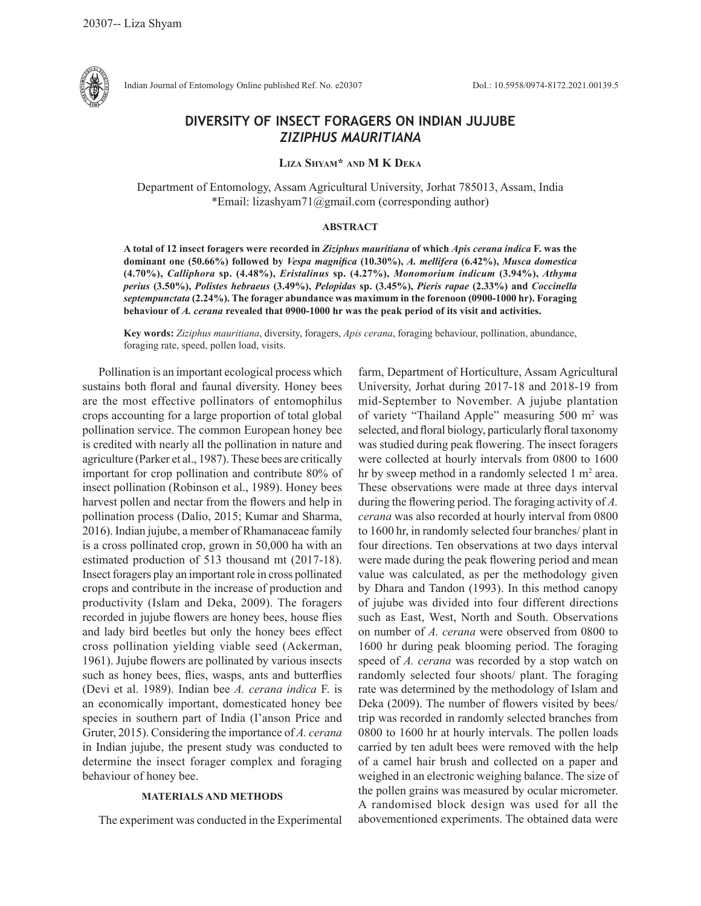Indian Journal of Entomology Online published Ref. No. e20307 DoI.: 10.5958/0974-8172.2021.00139.5

# DIVERSITY OF INSECT FORAGERS ON INDIAN JUJUBE *ZIZIPHUS MAURITIANA*

**Liza Shyam\* and M K Deka**

Department of Entomology, Assam Agricultural University, Jorhat 785013, Assam, India
\*Email: lizashyam71@gmail.com (corresponding author)

## ABSTRACT

**A total of 12 insect foragers were recorded in *Ziziphus mauritiana* of which *Apis cerana indica* F. was the dominant one (50.66%) followed by *Vespa magnifica* (10.30%), *A. mellifera* (6.42%), *Musca domestica* (4.70%), *Calliphora* sp. (4.48%), *Eristalinus* sp. (4.27%), *Monomorium indicum* (3.94%), *Athyma perius* (3.50%), *Polistes hebraeus* (3.49%), *Pelopidas* sp. (3.45%), *Pieris rapae* (2.33%) and *Coccinella septempunctata* (2.24%). The forager abundance was maximum in the forenoon (0900-1000 hr). Foraging behaviour of *A. cerana* revealed that 0900-1000 hr was the peak period of its visit and activities.**

**Key words:** *Ziziphus mauritiana*, diversity, foragers, *Apis cerana*, foraging behaviour, pollination, abundance, foraging rate, speed, pollen load, visits.

Pollination is an important ecological process which sustains both floral and faunal diversity. Honey bees are the most effective pollinators of entomophilus crops accounting for a large proportion of total global pollination service. The common European honey bee is credited with nearly all the pollination in nature and agriculture (Parker et all., 1987). These bees are critically important for crop pollination and contribute 80% of insect pollination (Robinson et al., 1989). Honey bees harvest pollen and nectar from the flowers and help in pollination process (Dalio, 2015; Kumar and Sharma, 2016). Indian jujube, a member of Rhamanaceae family is a cross pollinated crop, grown in 50,000 ha with an estimated production of 513 thousand mt (2017-18). Insect foragers play an important role in cross pollinated crops and contribute in the increase of production and productivity (Islam and Deka, 2009). The foragers recorded in jujube flowers are honey bees, house flies and lady bird beetles but only the honey bees effect cross pollination yielding viable seed (Ackerman, 1961). Jujube flowers are pollinated by various insects such as honey bees, flies, wasps, ants and butterflies (Devi et al. 1989). Indian bee *A. cerana indica* F. is an economically important, domesticated honey bee species in southern part of India (I'anson Price and Gruter, 2015). Considering the importance of *A. cerana* in Indian jujube, the present study was conducted to determine the insect forager complex and foraging behaviour of honey bee.

## MATERIALS AND METHODS

The experiment was conducted in the Experimental farm, Department of Horticulture, Assam Agricultural University, Jorhat during 2017-18 and 2018-19 from mid-September to November. A jujube plantation of variety "Thailand Apple" measuring 500 $m^2$ was selected, and floral biology, particularly floral taxonomy was studied during peak flowering. The insect foragers were collected at hourly intervals from 0800 to 1600 hr by sweep method in a randomly selected 1 $m^2$ area. These observations were made at three days interval during the flowering period. The foraging activity of *A. cerana* was also recorded at hourly interval from 0800 to 1600 hr, in randomly selected four branches/ plant in four directions. Ten observations at two days interval were made during the peak flowering period and mean value was calculated, as per the methodology given by Dhara and Tandon (1993). In this method canopy of jujube was divided into four different directions such as East, West, North and South. Observations on number of *A. cerana* were observed from 0800 to 1600 hr during peak blooming period. The foraging speed of *A. cerana* was recorded by a stop watch on randomly selected four shoots/ plant. The foraging rate was determined by the methodology of Islam and Deka (2009). The number of flowers visited by bees/ trip was recorded in randomly selected branches from 0800 to 1600 hr at hourly intervals. The pollen loads carried by ten adult bees were removed with the help of a camel hair brush and collected on a paper and weighed in an electronic weighing balance. The size of the pollen grains was measured by ocular micrometer. A randomised block design was used for all the abovementioned experiments. The obtained data were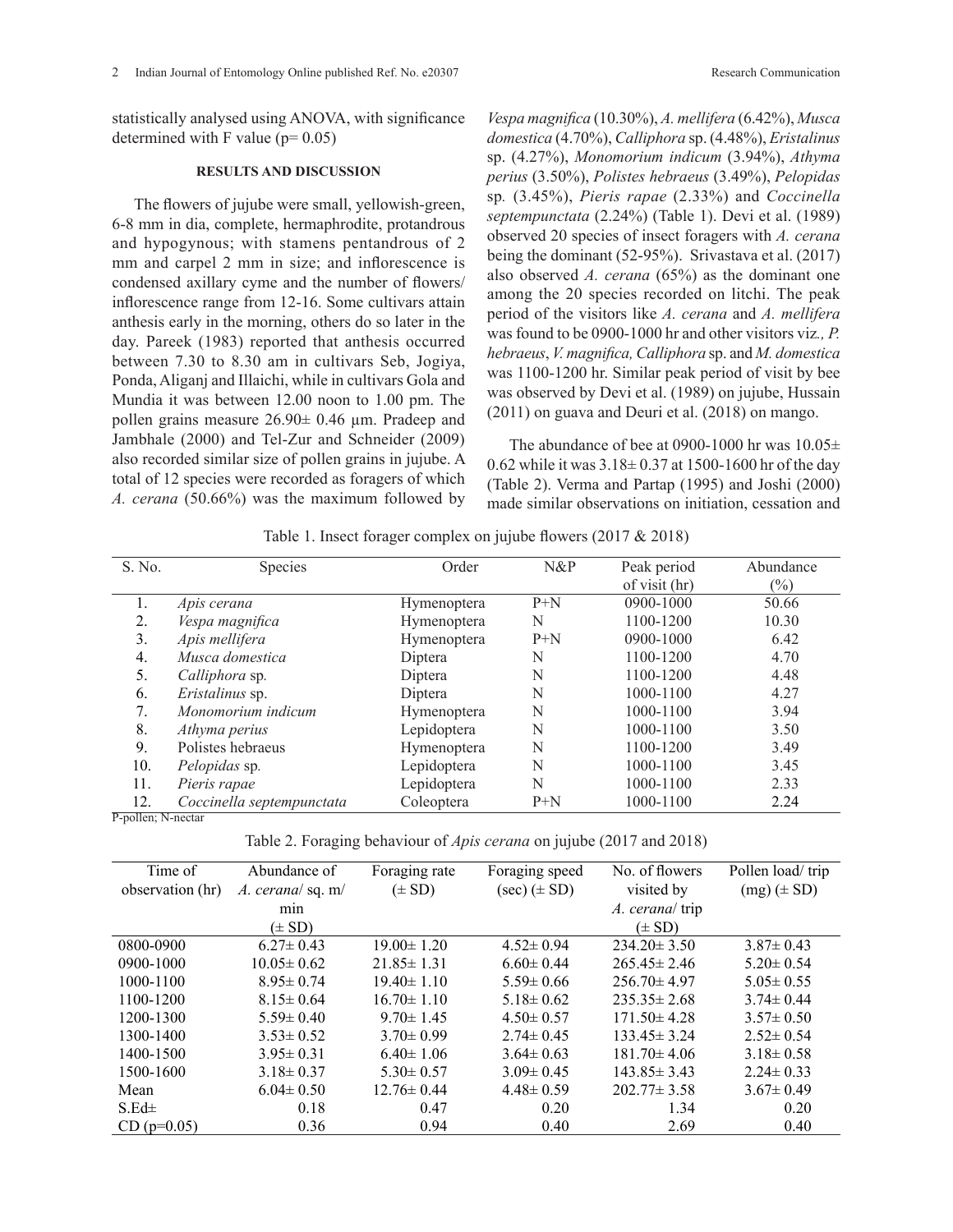statistically analysed using ANOVA, with significance determined with F value (p= 0.05)

## RESULTS AND DISCUSSION

The flowers of jujube were small, yellowish-green, 6-8 mm in dia, complete, hermaphrodite, protandrous and hypogynous; with stamens pentandrous of 2 mm and carpel 2 mm in size; and inflorescence is condensed axillary cyme and the number of flowers/ inflorescence range from 12-16. Some cultivars attain anthesis early in the morning, others do so later in the day. Pareek (1983) reported that anthesis occurred between 7.30 to 8.30 am in cultivars Seb, Jogiya, Ponda, Aliganj and Illaichi, while in cultivars Gola and Mundia it was between 12.00 noon to 1.00 pm. The pollen grains measure 26.90± 0.46 µm. Pradeep and Jambhale (2000) and Tel-Zur and Schneider (2009) also recorded similar size of pollen grains in jujube. A total of 12 species were recorded as foragers of which *A. cerana* (50.66%) was the maximum followed by *Vespa magnifica* (10.30%), *A. mellifera* (6.42%), *Musca domestica* (4.70%), *Calliphora* sp. (4.48%), *Eristalinus* sp. (4.27%), *Monomorium indicum* (3.94%), *Athyma perius* (3.50%), *Polistes hebraeus* (3.49%), *Pelopidas* sp. (3.45%), *Pieris rapae* (2.33%) and *Coccinella septempunctata* (2.24%) (Table 1). Devi et al. (1989) observed 20 species of insect foragers with *A. cerana* being the dominant (52-95%). Srivastava et al. (2017) also observed *A. cerana* (65%) as the dominant one among the 20 species recorded on litchi. The peak period of the visitors like *A. cerana* and *A. mellifera* was found to be 0900-1000 hr and other visitors viz*., P. hebraeus*, *V. magnifica, Calliphora* sp. and *M. domestica* was 1100-1200 hr. Similar peak period of visit by bee was observed by Devi et al. (1989) on jujube, Hussain (2011) on guava and Deuri et al. (2018) on mango.

The abundance of bee at 0900-1000 hr was 10.05± 0.62 while it was 3.18± 0.37 at 1500-1600 hr of the day (Table 2). Verma and Partap (1995) and Joshi (2000) made similar observations on initiation, cessation and

Table 1. Insect forager complex on jujube flowers (2017 & 2018)

| S. No. | Species | Order | N&P | Peak period of visit (hr) | Abundance (%) |
|---|---|---|---|---|---|
| 1. | *Apis cerana* | Hymenoptera | P+N | 0900-1000 | 50.66 |
| 2. | *Vespa magnifica* | Hymenoptera | N | 1100-1200 | 10.30 |
| 3. | *Apis mellifera* | Hymenoptera | P+N | 0900-1000 | 6.42 |
| 4. | *Musca domestica* | Diptera | N | 1100-1200 | 4.70 |
| 5. | *Calliphora* sp. | Diptera | N | 1100-1200 | 4.48 |
| 6. | *Eristalinus* sp. | Diptera | N | 1000-1100 | 4.27 |
| 7. | *Monomorium indicum* | Hymenoptera | N | 1000-1100 | 3.94 |
| 8. | *Athyma perius* | Lepidoptera | N | 1000-1100 | 3.50 |
| 9. | Polistes hebraeus | Hymenoptera | N | 1100-1200 | 3.49 |
| 10. | *Pelopidas* sp. | Lepidoptera | N | 1000-1100 | 3.45 |
| 11. | *Pieris rapae* | Lepidoptera | N | 1000-1100 | 2.33 |
| 12. | *Coccinella septempunctata* | Coleoptera | P+N | 1000-1100 | 2.24 |

P-pollen; N-nectar

Table 2. Foraging behaviour of *Apis cerana* on jujube (2017 and 2018)

| Time of observation (hr) | Abundance of *A. cerana*/ sq. m/ min (± SD) | Foraging rate (± SD) | Foraging speed (sec) (± SD) | No. of flowers visited by *A. cerana*/ trip (± SD) | Pollen load/ trip (mg) (± SD) |
|---|---|---|---|---|---|
| 0800-0900 | 6.27± 0.43 | 19.00± 1.20 | 4.52± 0.94 | 234.20± 3.50 | 3.87± 0.43 |
| 0900-1000 | 10.05± 0.62 | 21.85± 1.31 | 6.60± 0.44 | 265.45± 2.46 | 5.20± 0.54 |
| 1000-1100 | 8.95± 0.74 | 19.40± 1.10 | 5.59± 0.66 | 256.70± 4.97 | 5.05± 0.55 |
| 1100-1200 | 8.15± 0.64 | 16.70± 1.10 | 5.18± 0.62 | 235.35± 2.68 | 3.74± 0.44 |
| 1200-1300 | 5.59± 0.40 | 9.70± 1.45 | 4.50± 0.57 | 171.50± 4.28 | 3.57± 0.50 |
| 1300-1400 | 3.53± 0.52 | 3.70± 0.99 | 2.74± 0.45 | 133.45± 3.24 | 2.52± 0.54 |
| 1400-1500 | 3.95± 0.31 | 6.40± 1.06 | 3.64± 0.63 | 181.70± 4.06 | 3.18± 0.58 |
| 1500-1600 | 3.18± 0.37 | 5.30± 0.57 | 3.09± 0.45 | 143.85± 3.43 | 2.24± 0.33 |
| Mean | 6.04± 0.50 | 12.76± 0.44 | 4.48± 0.59 | 202.77± 3.58 | 3.67± 0.49 |
| S.Ed± | 0.18 | 0.47 | 0.20 | 1.34 | 0.20 |
| CD (p=0.05) | 0.36 | 0.94 | 0.40 | 2.69 | 0.40 |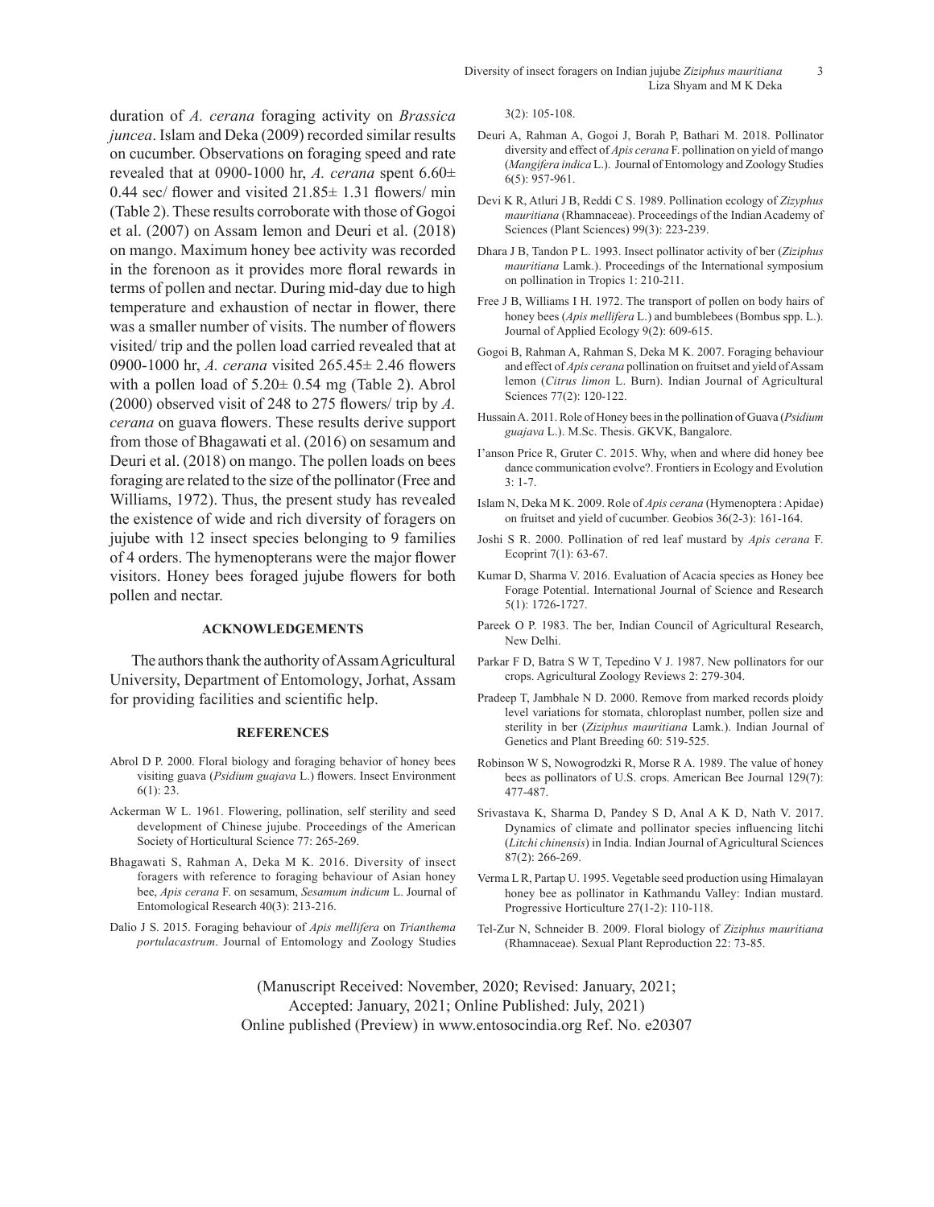duration of *A. cerana* foraging activity on *Brassica juncea*. Islam and Deka (2009) recorded similar results on cucumber. Observations on foraging speed and rate revealed that at 0900-1000 hr, *A. cerana* spent 6.60± 0.44 sec/ flower and visited 21.85± 1.31 flowers/ min (Table 2). These results corroborate with those of Gogoi et al. (2007) on Assam lemon and Deuri et al. (2018) on mango. Maximum honey bee activity was recorded in the forenoon as it provides more floral rewards in terms of pollen and nectar. During mid-day due to high temperature and exhaustion of nectar in flower, there was a smaller number of visits. The number of flowers visited/ trip and the pollen load carried revealed that at 0900-1000 hr, *A. cerana* visited 265.45± 2.46 flowers with a pollen load of 5.20± 0.54 mg (Table 2). Abrol (2000) observed visit of 248 to 275 flowers/ trip by *A. cerana* on guava flowers. These results derive support from those of Bhagawati et al. (2016) on sesamum and Deuri et al. (2018) on mango. The pollen loads on bees foraging are related to the size of the pollinator (Free and Williams, 1972). Thus, the present study has revealed the existence of wide and rich diversity of foragers on jujube with 12 insect species belonging to 9 families of 4 orders. The hymenopterans were the major flower visitors. Honey bees foraged jujube flowers for both pollen and nectar.

## ACKNOWLEDGEMENTS

The authors thank the authority of Assam Agricultural University, Department of Entomology, Jorhat, Assam for providing facilities and scientific help.

## REFERENCES

Abrol D P. 2000. Floral biology and foraging behavior of honey bees visiting guava (*Psidium guajava* L.) flowers. Insect Environment 6(1): 23.

Ackerman W L. 1961. Flowering, pollination, self sterility and seed development of Chinese jujube. Proceedings of the American Society of Horticultural Science 77: 265-269.

Bhagawati S, Rahman A, Deka M K. 2016. Diversity of insect foragers with reference to foraging behaviour of Asian honey bee, *Apis cerana* F. on sesamum, *Sesamum indicum* L. Journal of Entomological Research 40(3): 213-216.

Dalio J S. 2015. Foraging behaviour of *Apis mellifera* on *Trianthema portulacastrum*. Journal of Entomology and Zoology Studies 3(2): 105-108.

Deuri A, Rahman A, Gogoi J, Borah P, Bathari M. 2018. Pollinator diversity and effect of *Apis cerana* F. pollination on yield of mango (*Mangifera indica* L.). Journal of Entomology and Zoology Studies 6(5): 957-961.

Devi K R, Atluri J B, Reddi C S. 1989. Pollination ecology of *Zizyphus mauritiana* (Rhamnaceae). Proceedings of the Indian Academy of Sciences (Plant Sciences) 99(3): 223-239.

Dhara J B, Tandon P L. 1993. Insect pollinator activity of ber (*Ziziphus mauritiana* Lamk.). Proceedings of the International symposium on pollination in Tropics 1: 210-211.

Free J B, Williams I H. 1972. The transport of pollen on body hairs of honey bees (*Apis mellifera* L.) and bumblebees (Bombus spp. L.). Journal of Applied Ecology 9(2): 609-615.

Gogoi B, Rahman A, Rahman S, Deka M K. 2007. Foraging behaviour and effect of *Apis cerana* pollination on fruitset and yield of Assam lemon (*Citrus limon* L. Burn). Indian Journal of Agricultural Sciences 77(2): 120-122.

Hussain A. 2011. Role of Honey bees in the pollination of Guava (*Psidium guajava* L.). M.Sc. Thesis. GKVK, Bangalore.

I'anson Price R, Gruter C. 2015. Why, when and where did honey bee dance communication evolve?. Frontiers in Ecology and Evolution 3: 1-7.

Islam N, Deka M K. 2009. Role of *Apis cerana* (Hymenoptera : Apidae) on fruitset and yield of cucumber. Geobios 36(2-3): 161-164.

Joshi S R. 2000. Pollination of red leaf mustard by *Apis cerana* F. Ecoprint 7(1): 63-67.

Kumar D, Sharma V. 2016. Evaluation of Acacia species as Honey bee Forage Potential. International Journal of Science and Research 5(1): 1726-1727.

Pareek O P. 1983. The ber, Indian Council of Agricultural Research, New Delhi.

Parkar F D, Batra S W T, Tepedino V J. 1987. New pollinators for our crops. Agricultural Zoology Reviews 2: 279-304.

Pradeep T, Jambhale N D. 2000. Remove from marked records ploidy level variations for stomata, chloroplast number, pollen size and sterility in ber (*Ziziphus mauritiana* Lamk.). Indian Journal of Genetics and Plant Breeding 60: 519-525.

Robinson W S, Nowogrodzki R, Morse R A. 1989. The value of honey bees as pollinators of U.S. crops. American Bee Journal 129(7): 477-487.

Srivastava K, Sharma D, Pandey S D, Anal A K D, Nath V. 2017. Dynamics of climate and pollinator species influencing litchi (*Litchi chinensis*) in India. Indian Journal of Agricultural Sciences 87(2): 266-269.

Verma L R, Partap U. 1995. Vegetable seed production using Himalayan honey bee as pollinator in Kathmandu Valley: Indian mustard. Progressive Horticulture 27(1-2): 110-118.

Tel-Zur N, Schneider B. 2009. Floral biology of *Ziziphus mauritiana* (Rhamnaceae). Sexual Plant Reproduction 22: 73-85.

(Manuscript Received: November, 2020; Revised: January, 2021;
Accepted: January, 2021; Online Published: July, 2021)
Online published (Preview) in www.entosocindia.org Ref. No. e20307